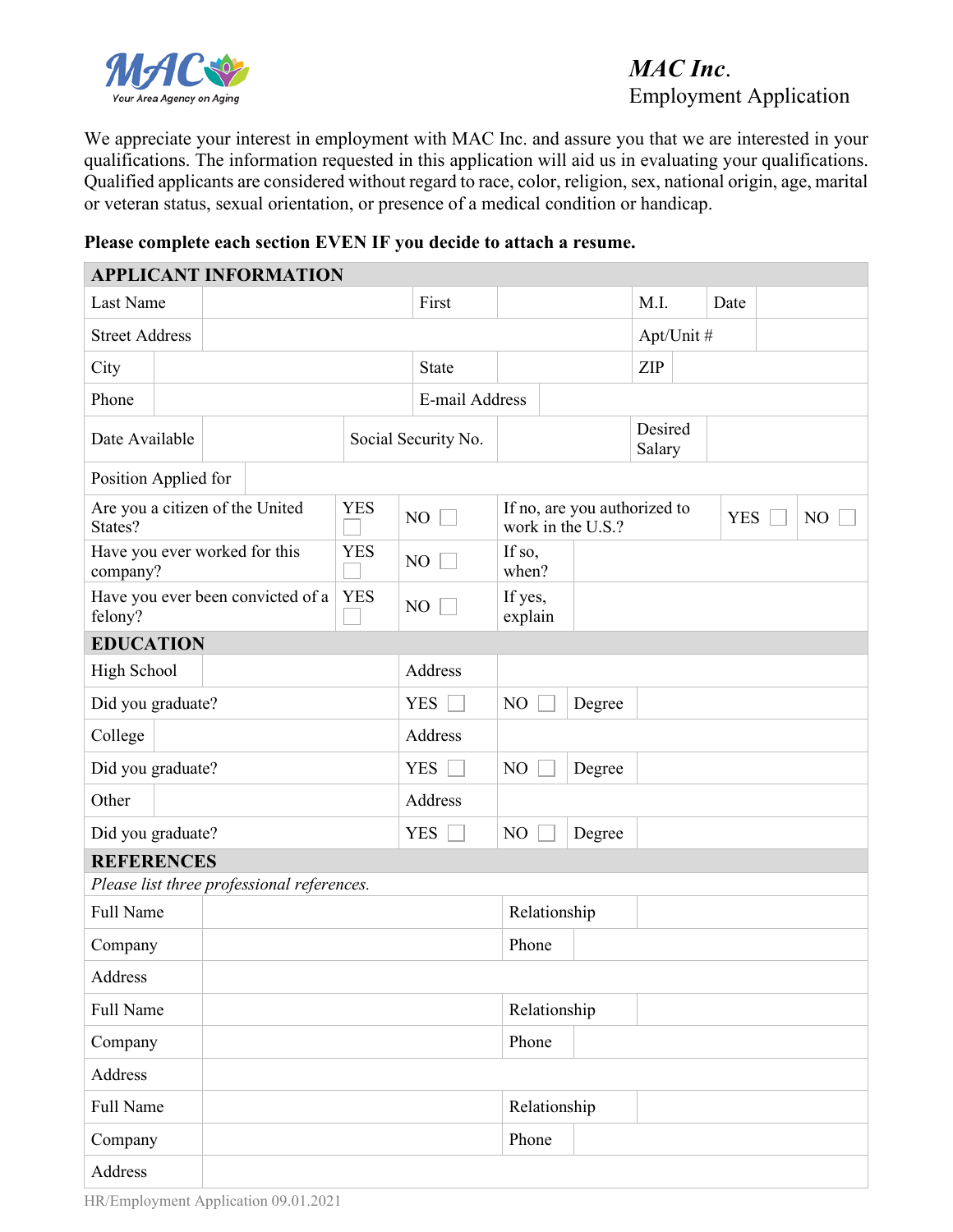MAC Your Area Agency on Aging

# *MAC Inc.*
Employment Application

We appreciate your interest in employment with MAC Inc. and assure you that we are interested in your qualifications. The information requested in this application will aid us in evaluating your qualifications. Qualified applicants are considered without regard to race, color, religion, sex, national origin, age, marital or veteran status, sexual orientation, or presence of a medical condition or handicap.

**Please complete each section EVEN IF you decide to attach a resume.**

## APPLICANT INFORMATION

| | | | | | | | |
|---|---|---|---|---|---|---|---|
| Last Name | | First | | M.I. | | Date | |
| Street Address | | | | Apt/Unit # | | | |
| City | | State | | ZIP | | | |
| Phone | | E-mail Address | | | | | |
| Date Available | | Social Security No. | | Desired Salary | | | |
| Position Applied for | | | | | | | |
| Are you a citizen of the United States? | YES ☐ | NO ☐ | If no, are you authorized to work in the U.S.? | YES ☐ | NO ☐ | | |
| Have you ever worked for this company? | YES ☐ | NO ☐ | If so, when? | | | | |
| Have you ever been convicted of a felony? | YES ☐ | NO ☐ | If yes, explain | | | | |

## EDUCATION

| | | | | | |
|---|---|---|---|---|---|
| High School | | Address | | | |
| Did you graduate? | | YES ☐ | NO ☐ | Degree | |
| College | | Address | | | |
| Did you graduate? | | YES ☐ | NO ☐ | Degree | |
| Other | | Address | | | |
| Did you graduate? | | YES ☐ | NO ☐ | Degree | |

## REFERENCES

*Please list three professional references.*

| | | | |
|---|---|---|---|
| Full Name | | Relationship | |
| Company | | Phone | |
| Address | | | |
| Full Name | | Relationship | |
| Company | | Phone | |
| Address | | | |
| Full Name | | Relationship | |
| Company | | Phone | |
| Address | | | |

HR/Employment Application 09.01.2021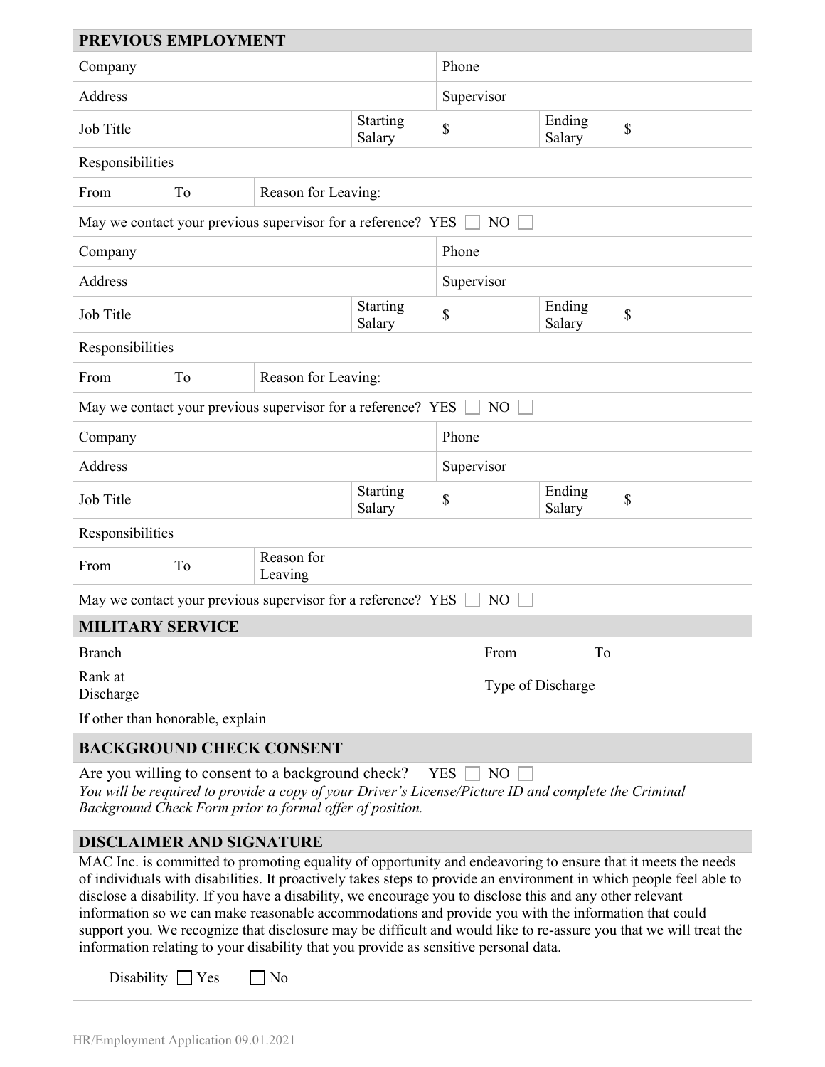## PREVIOUS EMPLOYMENT

| Company | | | Phone | |
|---|---|---|---|---|
| Address | | | Supervisor | |
| Job Title | | Starting Salary | $ | Ending Salary $ |
| Responsibilities | | | | |
| From To | Reason for Leaving: | | | |
| May we contact your previous supervisor for a reference? YES ☐ NO ☐ | | | | |
| Company | | | Phone | |
| Address | | | Supervisor | |
| Job Title | | Starting Salary | $ | Ending Salary $ |
| Responsibilities | | | | |
| From To | Reason for Leaving: | | | |
| May we contact your previous supervisor for a reference? YES ☐ NO ☐ | | | | |
| Company | | | Phone | |
| Address | | | Supervisor | |
| Job Title | | Starting Salary | $ | Ending Salary $ |
| Responsibilities | | | | |
| From To | Reason for Leaving | | | |
| May we contact your previous supervisor for a reference? YES ☐ NO ☐ | | | | |

## MILITARY SERVICE

| Branch | From To |
|---|---|
| Rank at Discharge | Type of Discharge |
| If other than honorable, explain | |

## BACKGROUND CHECK CONSENT

Are you willing to consent to a background check? YES ☐ NO ☐

*You will be required to provide a copy of your Driver's License/Picture ID and complete the Criminal Background Check Form prior to formal offer of position.*

## DISCLAIMER AND SIGNATURE

MAC Inc. is committed to promoting equality of opportunity and endeavoring to ensure that it meets the needs of individuals with disabilities. It proactively takes steps to provide an environment in which people feel able to disclose a disability. If you have a disability, we encourage you to disclose this and any other relevant information so we can make reasonable accommodations and provide you with the information that could support you. We recognize that disclosure may be difficult and would like to re-assure you that we will treat the information relating to your disability that you provide as sensitive personal data.

Disability ☐ Yes ☐ No

HR/Employment Application 09.01.2021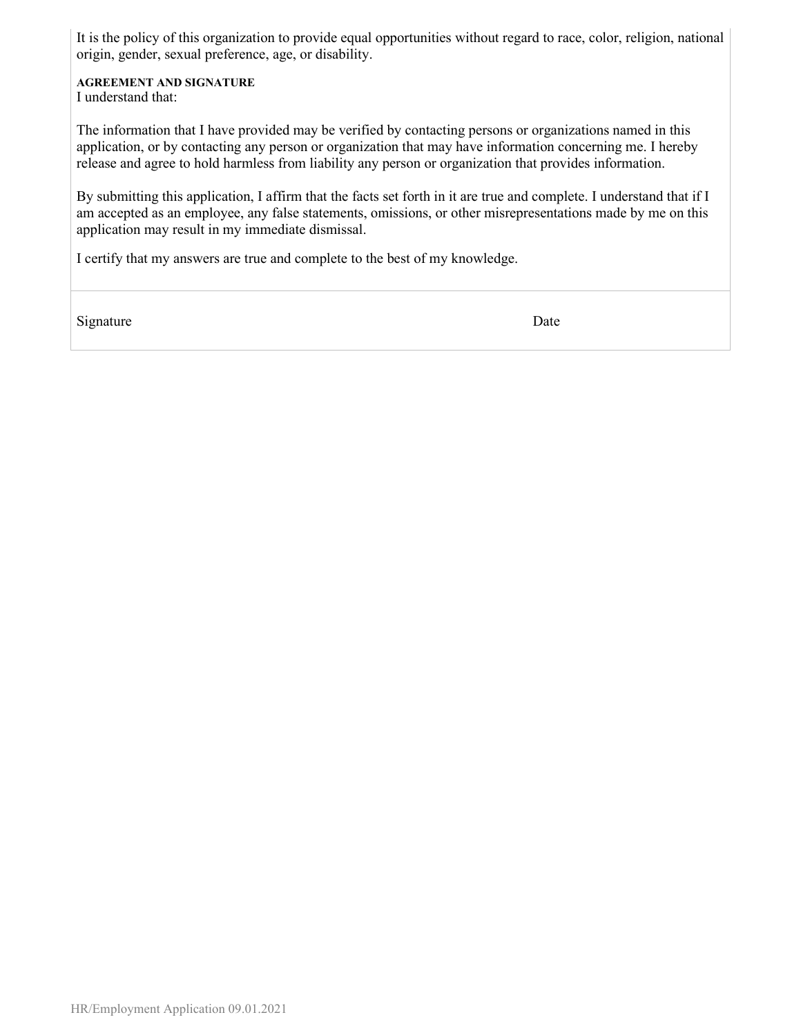It is the policy of this organization to provide equal opportunities without regard to race, color, religion, national origin, gender, sexual preference, age, or disability.

**AGREEMENT AND SIGNATURE**

I understand that:

The information that I have provided may be verified by contacting persons or organizations named in this application, or by contacting any person or organization that may have information concerning me. I hereby release and agree to hold harmless from liability any person or organization that provides information.

By submitting this application, I affirm that the facts set forth in it are true and complete. I understand that if I am accepted as an employee, any false statements, omissions, or other misrepresentations made by me on this application may result in my immediate dismissal.

I certify that my answers are true and complete to the best of my knowledge.

| | |
|---|---|
| Signature | Date |